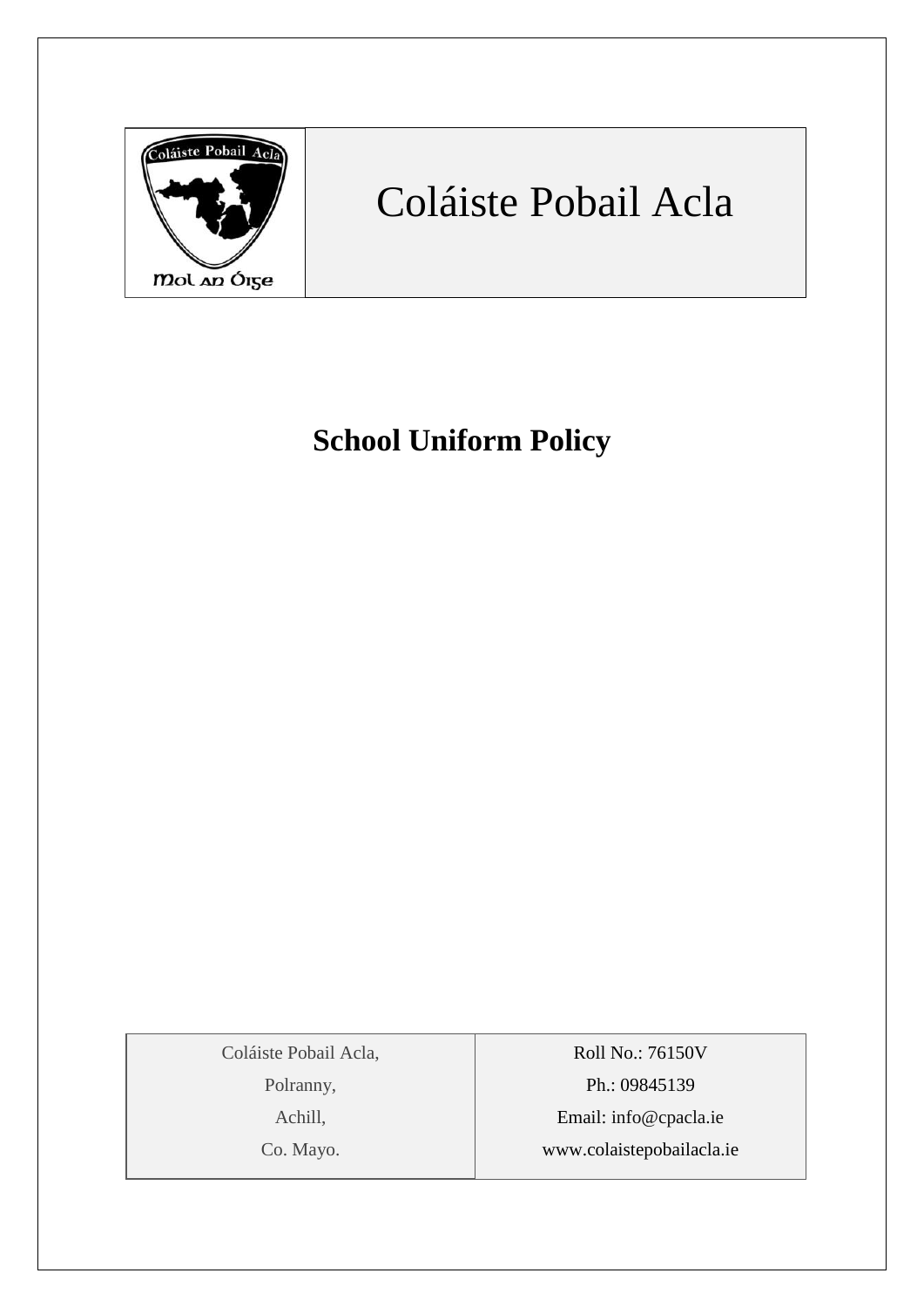| | |
|---|---|
| Coláiste Pobail Acla Mol an Óige | Coláiste Pobail Acla |

# School Uniform Policy

| | |
|---|---|
| Coláiste Pobail Acla, | Roll No.: 76150V |
| Polranny, | Ph.: 09845139 |
| Achill, | Email: info@cpacla.ie |
| Co. Mayo. | www.colaistepobailacla.ie |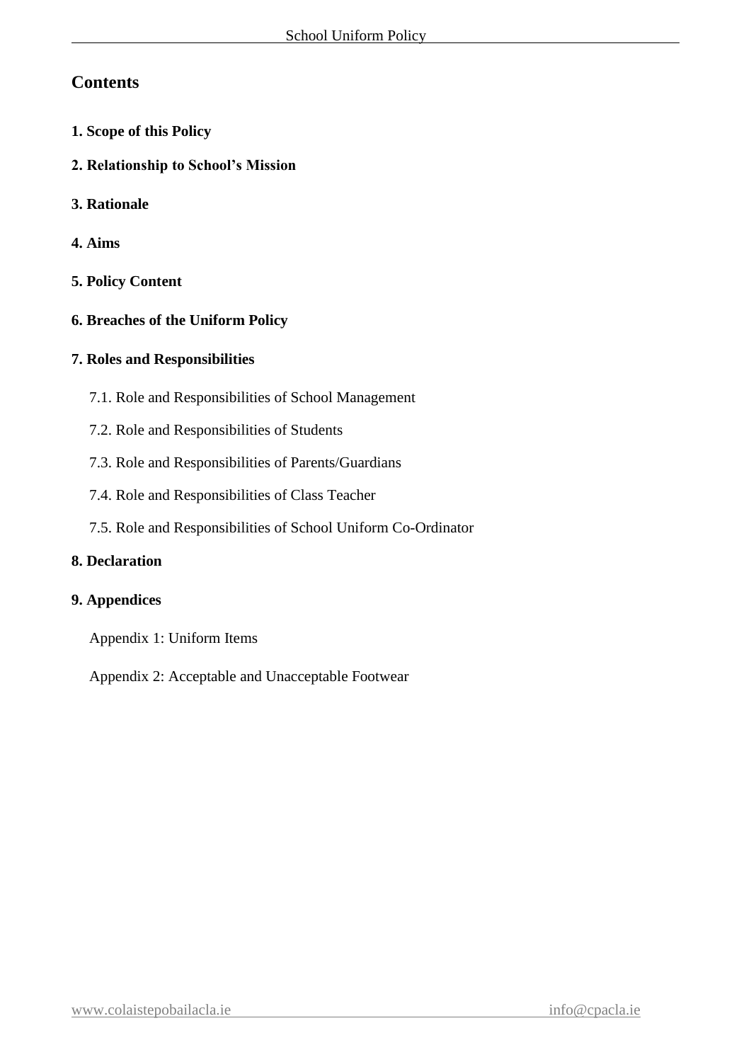# Contents

**1. Scope of this Policy**

**2. Relationship to School's Mission**

**3. Rationale**

**4. Aims**

**5. Policy Content**

**6. Breaches of the Uniform Policy**

**7. Roles and Responsibilities**

- 7.1. Role and Responsibilities of School Management
- 7.2. Role and Responsibilities of Students
- 7.3. Role and Responsibilities of Parents/Guardians
- 7.4. Role and Responsibilities of Class Teacher
- 7.5. Role and Responsibilities of School Uniform Co-Ordinator

**8. Declaration**

**9. Appendices**

- Appendix 1: Uniform Items
- Appendix 2: Acceptable and Unacceptable Footwear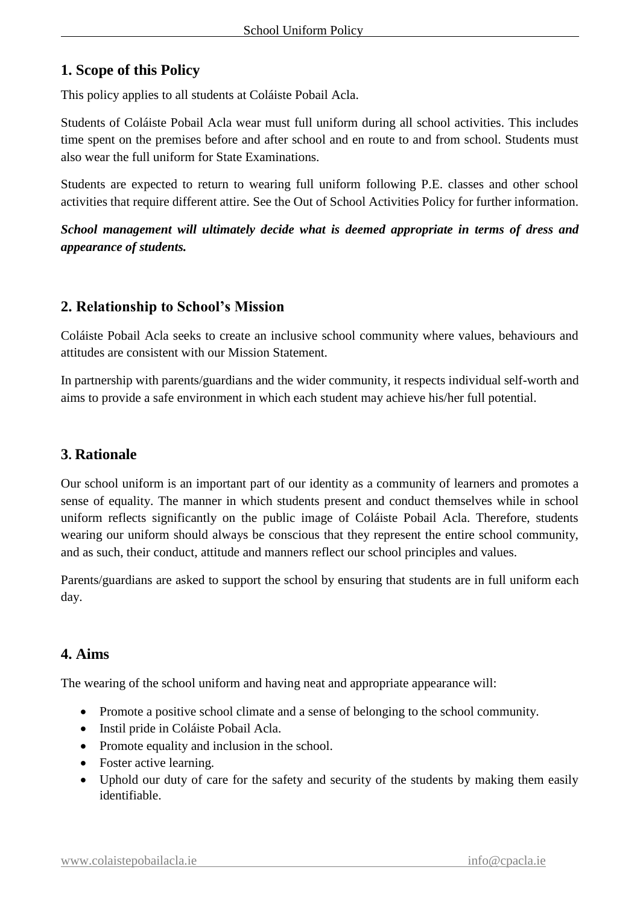## 1. Scope of this Policy

This policy applies to all students at Coláiste Pobail Acla.

Students of Coláiste Pobail Acla wear must full uniform during all school activities. This includes time spent on the premises before and after school and en route to and from school. Students must also wear the full uniform for State Examinations.

Students are expected to return to wearing full uniform following P.E. classes and other school activities that require different attire. See the Out of School Activities Policy for further information.

***School management will ultimately decide what is deemed appropriate in terms of dress and appearance of students.***

## 2. Relationship to School's Mission

Coláiste Pobail Acla seeks to create an inclusive school community where values, behaviours and attitudes are consistent with our Mission Statement.

In partnership with parents/guardians and the wider community, it respects individual self-worth and aims to provide a safe environment in which each student may achieve his/her full potential.

## 3. Rationale

Our school uniform is an important part of our identity as a community of learners and promotes a sense of equality. The manner in which students present and conduct themselves while in school uniform reflects significantly on the public image of Coláiste Pobail Acla. Therefore, students wearing our uniform should always be conscious that they represent the entire school community, and as such, their conduct, attitude and manners reflect our school principles and values.

Parents/guardians are asked to support the school by ensuring that students are in full uniform each day.

## 4. Aims

The wearing of the school uniform and having neat and appropriate appearance will:

- Promote a positive school climate and a sense of belonging to the school community.
- Instil pride in Coláiste Pobail Acla.
- Promote equality and inclusion in the school.
- Foster active learning.
- Uphold our duty of care for the safety and security of the students by making them easily identifiable.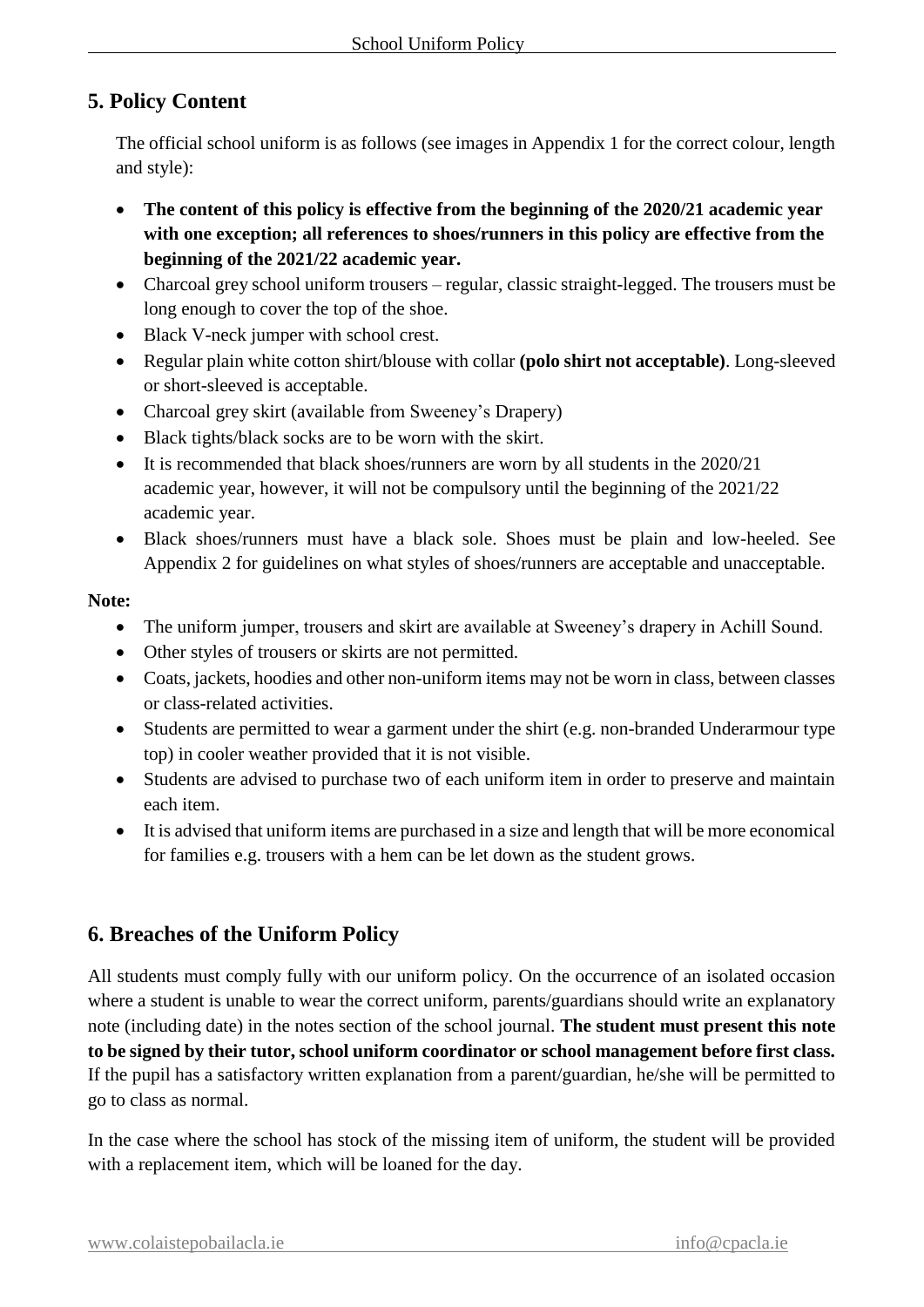## 5. Policy Content

The official school uniform is as follows (see images in Appendix 1 for the correct colour, length and style):

- **The content of this policy is effective from the beginning of the 2020/21 academic year with one exception; all references to shoes/runners in this policy are effective from the beginning of the 2021/22 academic year.**
- Charcoal grey school uniform trousers – regular, classic straight-legged. The trousers must be long enough to cover the top of the shoe.
- Black V-neck jumper with school crest.
- Regular plain white cotton shirt/blouse with collar **(polo shirt not acceptable)**. Long-sleeved or short-sleeved is acceptable.
- Charcoal grey skirt (available from Sweeney's Drapery)
- Black tights/black socks are to be worn with the skirt.
- It is recommended that black shoes/runners are worn by all students in the 2020/21 academic year, however, it will not be compulsory until the beginning of the 2021/22 academic year.
- Black shoes/runners must have a black sole. Shoes must be plain and low-heeled. See Appendix 2 for guidelines on what styles of shoes/runners are acceptable and unacceptable.

**Note:**

- The uniform jumper, trousers and skirt are available at Sweeney's drapery in Achill Sound.
- Other styles of trousers or skirts are not permitted.
- Coats, jackets, hoodies and other non-uniform items may not be worn in class, between classes or class-related activities.
- Students are permitted to wear a garment under the shirt (e.g. non-branded Underarmour type top) in cooler weather provided that it is not visible.
- Students are advised to purchase two of each uniform item in order to preserve and maintain each item.
- It is advised that uniform items are purchased in a size and length that will be more economical for families e.g. trousers with a hem can be let down as the student grows.

## 6. Breaches of the Uniform Policy

All students must comply fully with our uniform policy. On the occurrence of an isolated occasion where a student is unable to wear the correct uniform, parents/guardians should write an explanatory note (including date) in the notes section of the school journal. **The student must present this note to be signed by their tutor, school uniform coordinator or school management before first class.** If the pupil has a satisfactory written explanation from a parent/guardian, he/she will be permitted to go to class as normal.

In the case where the school has stock of the missing item of uniform, the student will be provided with a replacement item, which will be loaned for the day.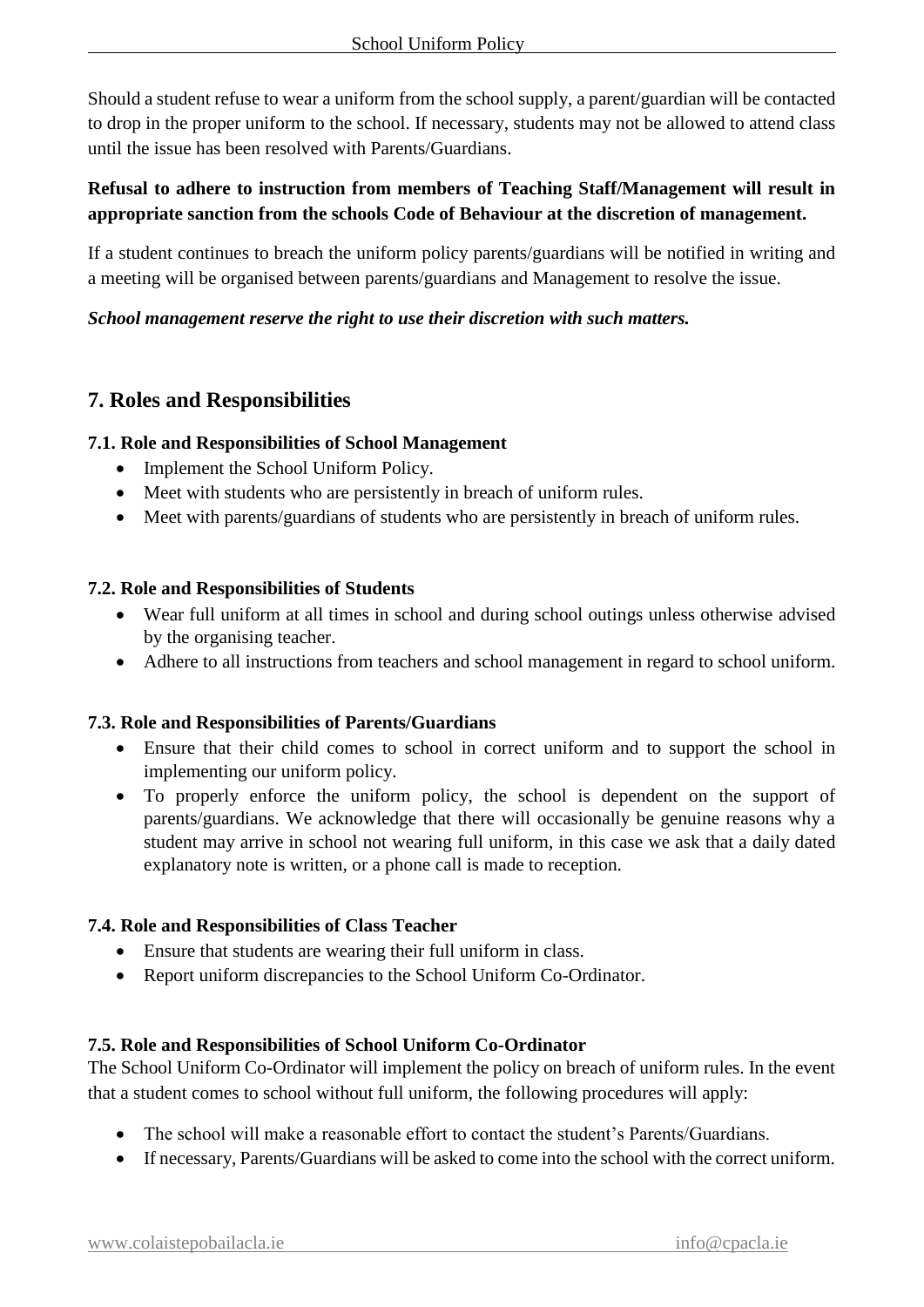Should a student refuse to wear a uniform from the school supply, a parent/guardian will be contacted to drop in the proper uniform to the school. If necessary, students may not be allowed to attend class until the issue has been resolved with Parents/Guardians.

**Refusal to adhere to instruction from members of Teaching Staff/Management will result in appropriate sanction from the schools Code of Behaviour at the discretion of management.**

If a student continues to breach the uniform policy parents/guardians will be notified in writing and a meeting will be organised between parents/guardians and Management to resolve the issue.

***School management reserve the right to use their discretion with such matters.***

## 7. Roles and Responsibilities

### 7.1. Role and Responsibilities of School Management

- Implement the School Uniform Policy.
- Meet with students who are persistently in breach of uniform rules.
- Meet with parents/guardians of students who are persistently in breach of uniform rules.

### 7.2. Role and Responsibilities of Students

- Wear full uniform at all times in school and during school outings unless otherwise advised by the organising teacher.
- Adhere to all instructions from teachers and school management in regard to school uniform.

### 7.3. Role and Responsibilities of Parents/Guardians

- Ensure that their child comes to school in correct uniform and to support the school in implementing our uniform policy.
- To properly enforce the uniform policy, the school is dependent on the support of parents/guardians. We acknowledge that there will occasionally be genuine reasons why a student may arrive in school not wearing full uniform, in this case we ask that a daily dated explanatory note is written, or a phone call is made to reception.

### 7.4. Role and Responsibilities of Class Teacher

- Ensure that students are wearing their full uniform in class.
- Report uniform discrepancies to the School Uniform Co-Ordinator.

### 7.5. Role and Responsibilities of School Uniform Co-Ordinator

The School Uniform Co-Ordinator will implement the policy on breach of uniform rules. In the event that a student comes to school without full uniform, the following procedures will apply:

- The school will make a reasonable effort to contact the student's Parents/Guardians.
- If necessary, Parents/Guardians will be asked to come into the school with the correct uniform.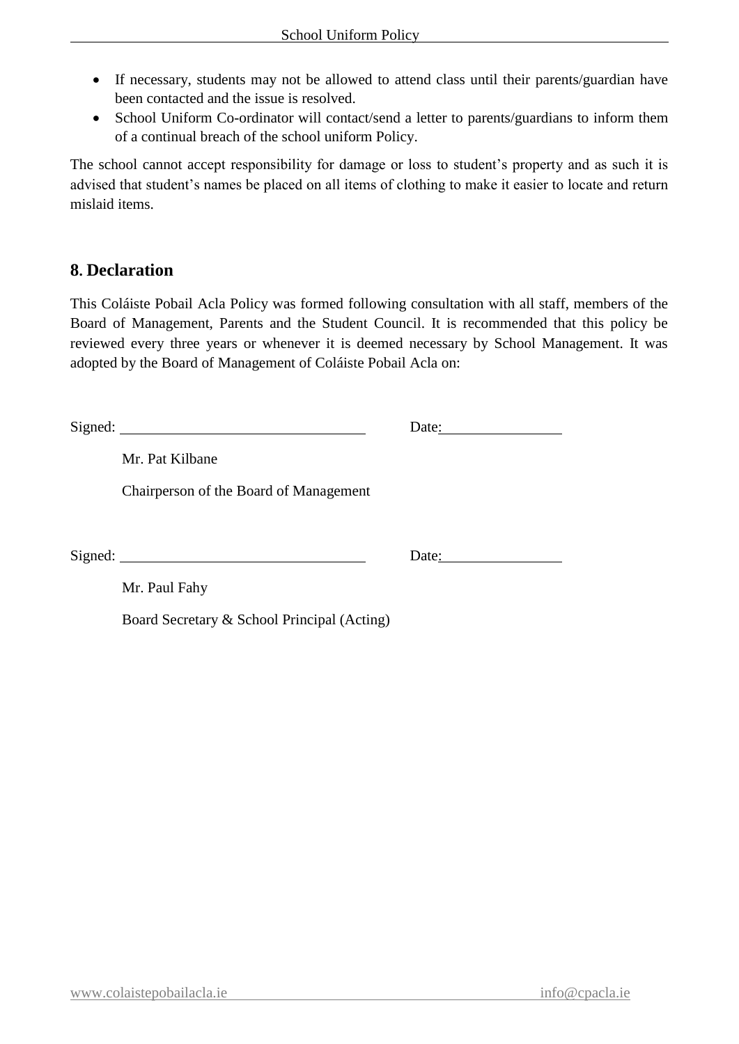- If necessary, students may not be allowed to attend class until their parents/guardian have been contacted and the issue is resolved.
- School Uniform Co-ordinator will contact/send a letter to parents/guardians to inform them of a continual breach of the school uniform Policy.

The school cannot accept responsibility for damage or loss to student's property and as such it is advised that student's names be placed on all items of clothing to make it easier to locate and return mislaid items.

## 8. Declaration

This Coláiste Pobail Acla Policy was formed following consultation with all staff, members of the Board of Management, Parents and the Student Council. It is recommended that this policy be reviewed every three years or whenever it is deemed necessary by School Management. It was adopted by the Board of Management of Coláiste Pobail Acla on:

Signed: ________________________________ Date: ________________

Mr. Pat Kilbane

Chairperson of the Board of Management

Signed: ________________________________ Date: ________________

Mr. Paul Fahy

Board Secretary & School Principal (Acting)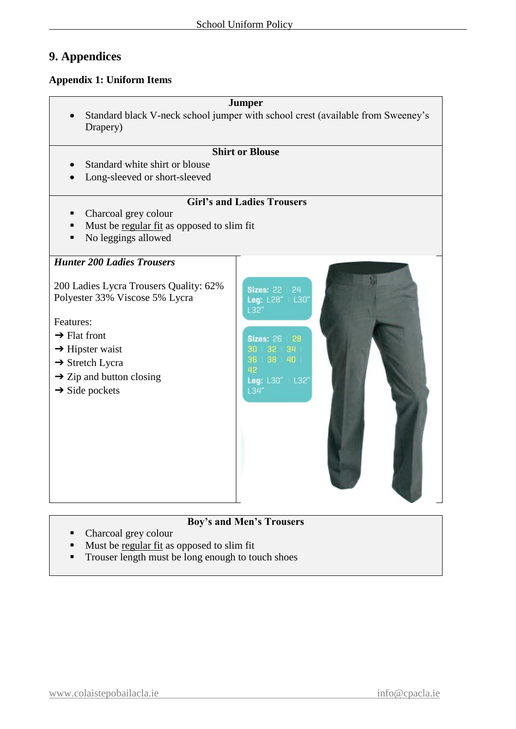## 9. Appendices

### Appendix 1: Uniform Items

**Jumper**

- Standard black V-neck school jumper with school crest (available from Sweeney's Drapery)

**Shirt or Blouse**

- Standard white shirt or blouse
- Long-sleeved or short-sleeved

**Girl's and Ladies Trousers**

- Charcoal grey colour
- Must be regular fit as opposed to slim fit
- No leggings allowed

***Hunter 200 Ladies Trousers***

200 Ladies Lycra Trousers Quality: 62% Polyester 33% Viscose 5% Lycra

Features:

➔ Flat front
➔ Hipster waist
➔ Stretch Lycra
➔ Zip and button closing
➔ Side pockets

Sizes: 22 | 24
Leg: L28" | L30" L32"

Sizes: 26 | 28 30 | 32 | 34 | 36 | 38 | 40 | 42
Leg: L30" | L32" L34"

**Boy's and Men's Trousers**

- Charcoal grey colour
- Must be regular fit as opposed to slim fit
- Trouser length must be long enough to touch shoes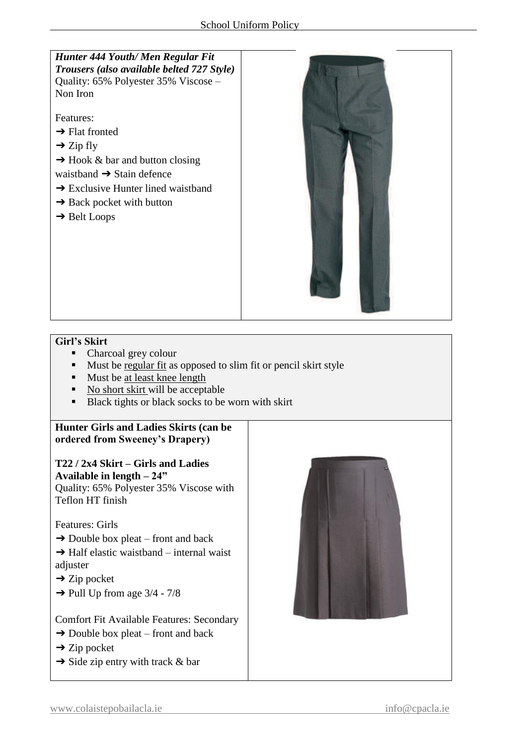***Hunter 444 Youth/ Men Regular Fit Trousers (also available belted 727 Style)***
Quality: 65% Polyester 35% Viscose – Non Iron

Features:
➔ Flat fronted
➔ Zip fly
➔ Hook & bar and button closing waistband ➔ Stain defence
➔ Exclusive Hunter lined waistband
➔ Back pocket with button
➔ Belt Loops

**Girl's Skirt**

- Charcoal grey colour
- Must be <u>regular fit</u> as opposed to slim fit or pencil skirt style
- Must be <u>at least knee length</u>
- <u>No short skirt</u> will be acceptable
- Black tights or black socks to be worn with skirt

**Hunter Girls and Ladies Skirts (can be ordered from Sweeney's Drapery)**

**T22 / 2x4 Skirt – Girls and Ladies**
**Available in length – 24"**
Quality: 65% Polyester 35% Viscose with Teflon HT finish

Features: Girls
➔ Double box pleat – front and back
➔ Half elastic waistband – internal waist adjuster
➔ Zip pocket
➔ Pull Up from age 3/4 - 7/8

Comfort Fit Available Features: Secondary
➔ Double box pleat – front and back
➔ Zip pocket
➔ Side zip entry with track & bar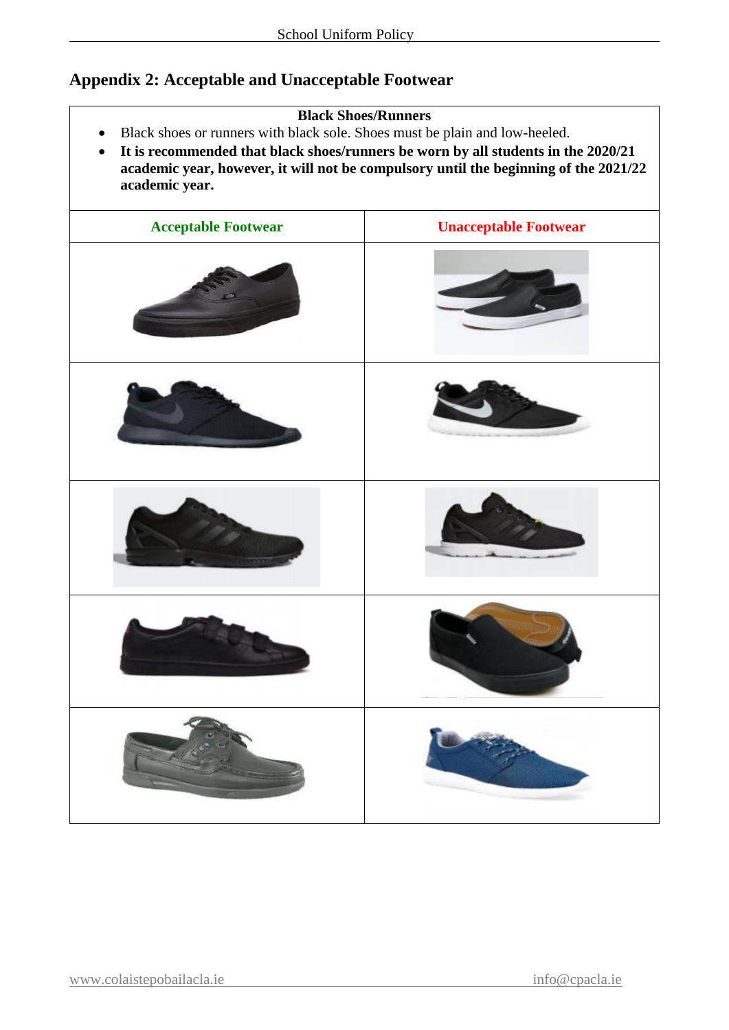## Appendix 2: Acceptable and Unacceptable Footwear

| Black Shoes/Runners | |
|---|---|
| • Black shoes or runners with black sole. Shoes must be plain and low-heeled.<br>• **It is recommended that black shoes/runners be worn by all students in the 2020/21 academic year, however, it will not be compulsory until the beginning of the 2021/22 academic year.** | |
| Acceptable Footwear | Unacceptable Footwear |
| | |
| | |
| | |
| | |
| | |